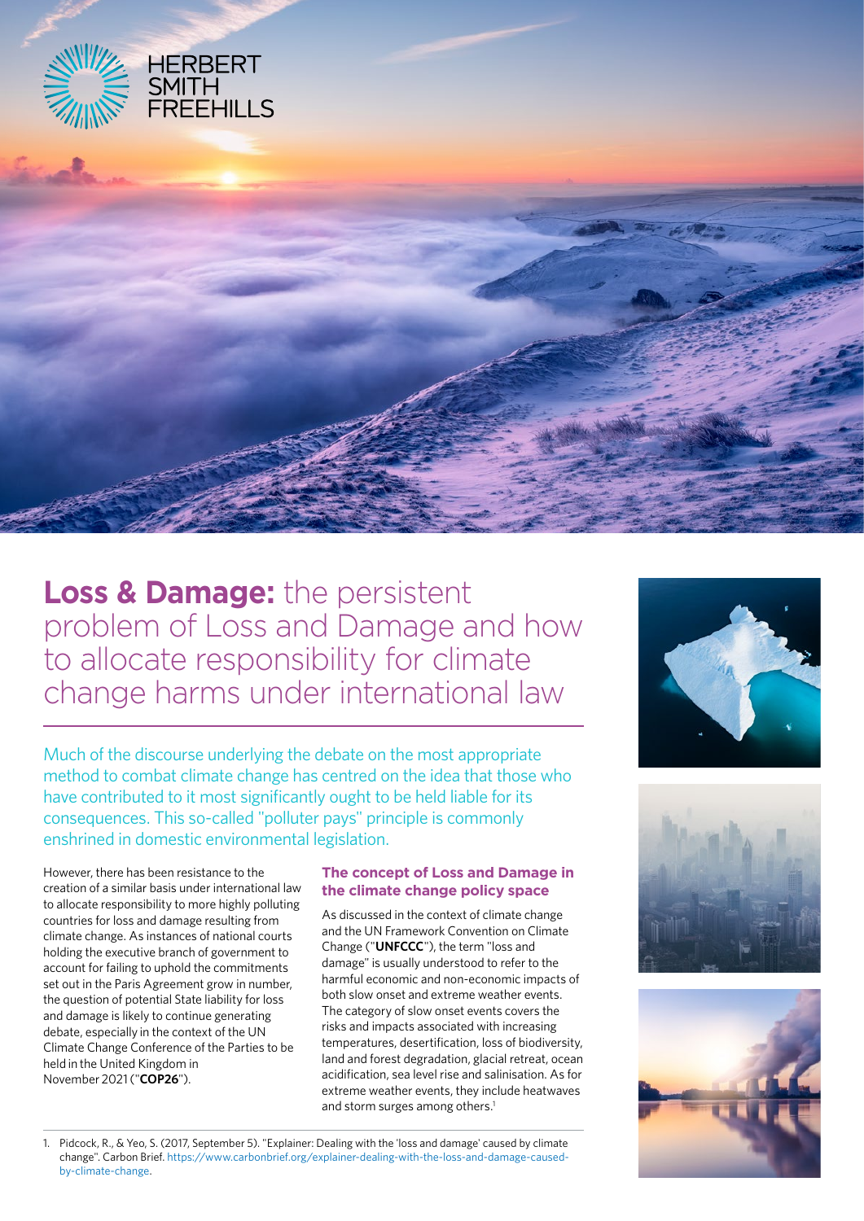HERBERT SMITH FREEHILLS

# **Loss & Damage:** the persistent problem of Loss and Damage and how to allocate responsibility for climate change harms under international law

Much of the discourse underlying the debate on the most appropriate method to combat climate change has centred on the idea that those who have contributed to it most significantly ought to be held liable for its consequences. This so-called "polluter pays" principle is commonly enshrined in domestic environmental legislation.

However, there has been resistance to the creation of a similar basis under international law to allocate responsibility to more highly polluting countries for loss and damage resulting from climate change. As instances of national courts holding the executive branch of government to account for failing to uphold the commitments set out in the Paris Agreement grow in number, the question of potential State liability for loss and damage is likely to continue generating debate, especially in the context of the UN Climate Change Conference of the Parties to be held in the United Kingdom in November 2021 ("**COP26**").

## The concept of Loss and Damage in the climate change policy space

As discussed in the context of climate change and the UN Framework Convention on Climate Change ("**UNFCCC**"), the term "loss and damage" is usually understood to refer to the harmful economic and non-economic impacts of both slow onset and extreme weather events. The category of slow onset events covers the risks and impacts associated with increasing temperatures, desertification, loss of biodiversity, land and forest degradation, glacial retreat, ocean acidification, sea level rise and salinisation. As for extreme weather events, they include heatwaves and storm surges among others.[1]

1. Pidcock, R., & Yeo, S. (2017, September 5). "Explainer: Dealing with the 'loss and damage' caused by climate change". Carbon Brief. https://www.carbonbrief.org/explainer-dealing-with-the-loss-and-damage-caused-by-climate-change.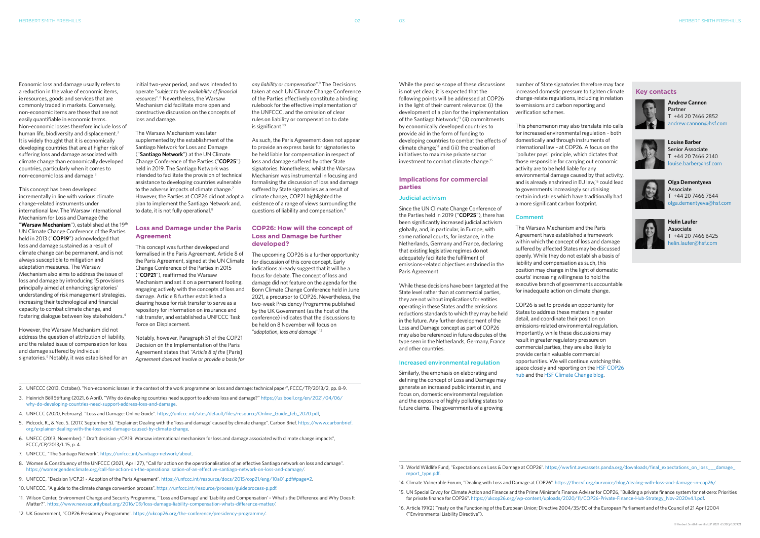Economic loss and damage usually refers to a reduction in the value of economic items, ie resources, goods and services that are commonly traded in markets. Conversely, non-economic items are those that are not easily quantifiable in economic terms. Non-economic losses therefore include loss of human life, biodiversity and displacement.[2] It is widely thought that it is economically developing countries that are at higher risk of suffering loss and damage associated with climate change than economically developed countries, particularly when it comes to non-economic loss and damage.[3]

This concept has been developed incrementally in line with various climate change-related instruments under international law. The Warsaw International Mechanism for Loss and Damage (the "**Warsaw Mechanism**"), established at the 19th UN Climate Change Conference of the Parties held in 2013 ("**COP19**") acknowledged that loss and damage sustained as a result of climate change can be permanent, and is not always susceptible to mitigation and adaptation measures. The Warsaw Mechanism also aims to address the issue of loss and damage by introducing 15 provisions principally aimed at enhancing signatories' understanding of risk management strategies, increasing their technological and financial capacity to combat climate change, and fostering dialogue between key stakeholders.[4]

However, the Warsaw Mechanism did not address the question of attribution of liability, and the related issue of compensation for loss and damage suffered by individual signatories.[5] Notably, it was established for an initial two-year period, and was intended to operate "*subject to the availability of financial resources*".[6] Nevertheless, the Warsaw Mechanism did facilitate more open and constructive discussion on the concepts of loss and damage.

The Warsaw Mechanism was later supplemented by the establishment of the Santiago Network for Loss and Damage ("**Santiago Network**") at the UN Climate Change Conference of the Parties ("**COP25**") held in 2019. The Santiago Network was intended to facilitate the provision of technical assistance to developing countries vulnerable to the adverse impacts of climate change.[7] However, the Parties at COP26 did not adopt a plan to implement the Santiago Network and, to date, it is not fully operational.[8]

## Loss and Damage under the Paris Agreement

This concept was further developed and formalised in the Paris Agreement. Article 8 of the Paris Agreement, signed at the UN Climate Change Conference of the Parties in 2015 ("**COP21**"), reaffirmed the Warsaw Mechanism and set it on a permanent footing, engaging actively with the concepts of loss and damage. Article 8 further established a clearing house for risk transfer to serve as a repository for information on insurance and risk transfer, and established a UNFCCC Task Force on Displacement.

Notably, however, Paragraph 51 of the COP21 Decision on the Implementation of the Paris Agreement states that "*Article 8 of the* [Paris] *Agreement does not involve or provide a basis for any liability or compensation*".[9] The Decisions taken at each UN Climate Change Conference of the Parties effectively constitute a binding rulebook for the effective implementation of the UNFCCC, and the omission of clear rules on liability or compensation to date is significant.[10]

As such, the Paris Agreement does not appear to provide an express basis for signatories to be held liable for compensation in respect of loss and damage suffered by other State signatories. Nonetheless, whilst the Warsaw Mechanism was instrumental in focusing and formalising the discussion of loss and damage suffered by State signatories as a result of climate change, COP21 highlighted the existence of a range of views surrounding the questions of liability and compensation.[11]

## COP26: How will the concept of Loss and Damage be further developed?

The upcoming COP26 is a further opportunity for discussion of this core concept. Early indications already suggest that it will be a focus for debate. The concept of loss and damage did not feature on the agenda for the Bonn Climate Change Conference held in June 2021, a precursor to COP26. Nevertheless, the two-week Presidency Programme published by the UK Government (as the host of the conference) indicates that the discussions to be held on 8 November will focus on "*adaptation, loss and damage*".[12]

While the precise scope of these discussions is not yet clear, it is expected that the following points will be addressed at COP26 in the light of their current relevance: (i) the development of a plan for the implementation of the Santiago Network;[13] (ii) commitments by economically developed countries to provide aid in the form of funding to developing countries to combat the effects of climate change;[14] and (iii) the creation of initiatives to maximise private sector investment to combat climate change.[15]

## Implications for commercial parties

### Judicial activism

Since the UN Climate Change Conference of the Parties held in 2019 ("**COP25**"), there has been significantly increased judicial activism globally, and, in particular, in Europe, with some national courts, for instance, in the Netherlands, Germany and France, declaring that existing legislative regimes do not adequately facilitate the fulfilment of emissions-related objectives enshrined in the Paris Agreement.

While these decisions have been targeted at the State level rather than at commercial parties, they are not wihout implications for entities operating in these States and the emissions reductions standards to which they may be held in the future. Any further development of the Loss and Damage concept as part of COP26 may also be referenced in future disputes of the type seen in the Netherlands, Germany, France and other countries.

### Increased environmental regulation

Similarly, the emphasis on elaborating and defining the concept of Loss and Damage may generate an increased public interest in, and focus on, domestic environmental regulation and the exposure of highly polluting states to future claims. The governments of a growing number of State signatories therefore may face increased domestic pressure to tighten climate change-relate regulations, including in relation to emissions and carbon reporting and verification schemes.

This phenomenon may also translate into calls for increased environmental regulation – both domestically and through instruments of international law – at COP26. A focus on the "polluter pays" principle, which dictates that those responsible for carrying out economic activity are to be held liable for any environmental damage caused by that activity, and is already enshrined in EU law,[16] could lead to governments increasingly scrutinising certain industries which have traditionally had a more significant carbon footprint.

### Comment

The Warsaw Mechanism and the Paris Agreement have established a framework within which the concept of loss and damage suffered by affected States may be discussed openly. While they do not establish a basis of liability and compensation as such, this position may change in the light of domestic courts' increasing willingness to hold the executive branch of governments accountable for inadequate action on climate change.

COP26 is set to provide an opportunity for States to address these matters in greater detail, and coordinate their position on emissions-related environmental regulation. Importantly, while these discussions may result in greater regulatory pressure on commercial parties, they are also likely to provide certain valuable commercial opportunities. We will continue watching this space closely and reporting on the HSF COP26 hub and the HSF Climate Change blog.

## Key contacts

**Andrew Cannon**
Partner
T +44 20 7466 2852
andrew.cannon@hsf.com

**Louise Barber**
Senior Associate
T +44 20 7466 2140
louise.barber@hsf.com

**Olga Dementyeva**
Associate
T +44 20 7466 7644
olga.dementyeva@hsf.com

**Helin Laufer**
Associate
T +44 20 7466 6425
helin.laufer@hsf.com

---

2. UNFCCC (2013, October). "Non-economic losses in the context of the work programme on loss and damage: technical paper", FCCC/TP/2013/2, pp. 8-9.
3. Heinrich Böll Stiftung (2021, 6 April). "Why do developing countries need support to address loss and damage?" https://us.boell.org/en/2021/04/06/why-do-developing-countries-need-support-address-loss-and-damage.
4. UNFCCC (2020, February). "Loss and Damage: Online Guide". https://unfccc.int/sites/default/files/resource/Online_Guide_feb_2020.pdf,
5. Pidcock, R., & Yeo, S. (2017, September 5). "Explainer: Dealing with the 'loss and damage' caused by climate change". Carbon Brief. https://www.carbonbrief.org/explainer-dealing-with-the-loss-and-damage-caused-by-climate-change.
6. UNFCC (2013, November). " Draft decision -/CP.19: Warsaw international mechanism for loss and damage associated with climate change impacts", FCCC/CP/2013/L.15, p. 4.
7. UNFCCC, "The Santiago Network". https://unfccc.int/santiago-network/about.
8. Women & Constituency of the UNFCCC (2021, April 27), "Call for action on the operationalisation of an effective Santiago network on loss and damage". https://womengenderclimate.org/call-for-action-on-the-operationalisation-of-an-effective-santiago-network-on-loss-and-damage/.
9. UNFCCC, "Decision 1/CP.21 - Adoption of the Paris Agreement". https://unfccc.int/resource/docs/2015/cop21/eng/10a01.pdf#page=2.
10. UNFCCC, "A guide to the climate change convention process". https://unfccc.int/resource/process/guideprocess-p.pdf.
11. Wilson Center, Environment Change and Security Programme, "'Loss and Damage' and 'Liability and Compensation' – What's the Difference and Why Does It Matter?". https://www.newsecuritybeat.org/2016/09/loss-damage-liability-compensation-whats-difference-matter/.
12. UK Government, "COP26 Presidency Programme". https://ukcop26.org/the-conference/presidency-programme/.
13. World Wildlife Fund, "Expectations on Loss & Damage at COP26". https://wwfint.awsassets.panda.org/downloads/final_expectations_on_loss___damage_report_type.pdf.
14. Climate Vulnerable Forum, "Dealing with Loss and Damage at COP26". https://thecvf.org/ourvoice/blog/dealing-with-loss-and-damage-in-cop26/.
15. UN Special Envoy for Climate Action and Finance and the Prime Minister's Finance Adviser for COP26, "Building a private finance system for net-zero: Priorities for private finance for COP26". https://ukcop26.org/wp-content/uploads/2020/11/COP26-Private-Finance-Hub-Strategy_Nov-2020v4.1.pdf.
16. Article 191(2) Treaty on the Functioning of the European Union; Directive 2004/35/EC of the European Parliament and of the Council of 21 April 2004 ("Environmental Liability Directive").

© Herbert Smith Freehills LLP 2021 6531Q/130921